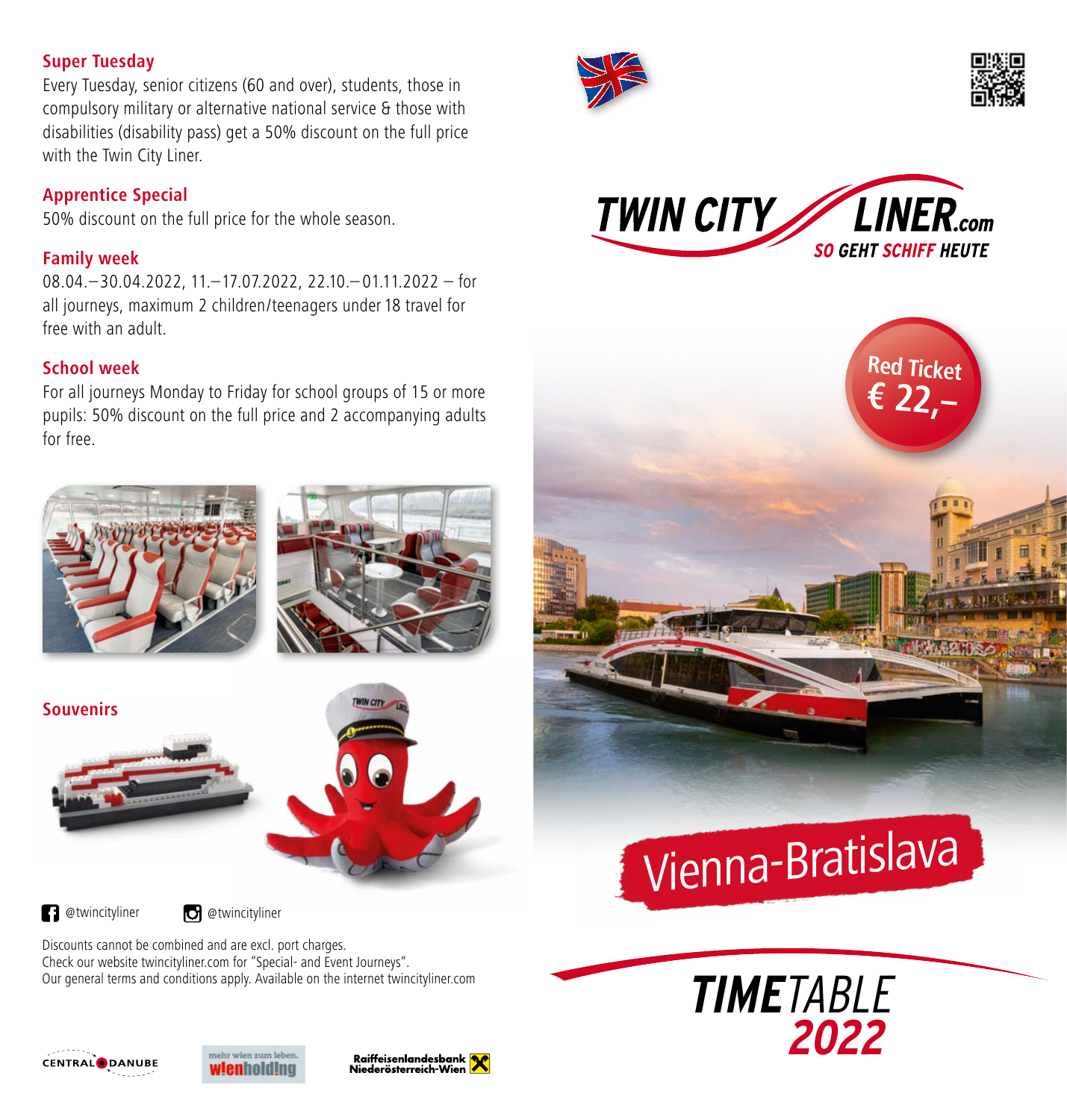## Super Tuesday

Every Tuesday, senior citizens (60 and over), students, those in compulsory military or alternative national service & those with disabilities (disability pass) get a 50% discount on the full price with the Twin City Liner.

## Apprentice Special

50% discount on the full price for the whole season.

## Family week

08.04.–30.04.2022, 11.–17.07.2022, 22.10.–01.11.2022 – for all journeys, maximum 2 children/teenagers under 18 travel for free with an adult.

## School week

For all journeys Monday to Friday for school groups of 15 or more pupils: 50% discount on the full price and 2 accompanying adults for free.

## Souvenirs

@twincityliner @twincityliner

Discounts cannot be combined and are excl. port charges.
Check our website twincityliner.com for "Special- and Event Journeys".
Our general terms and conditions apply. Available on the internet twincityliner.com

CENTRAL DANUBE — mehr wien zum leben. wienholding — Raiffeisenlandesbank Niederösterreich-Wien

# TWIN CITY LINER.com

SO GEHT SCHIFF HEUTE

**Red Ticket € 22,–**

## Vienna-Bratislava

# TIMETABLE 2022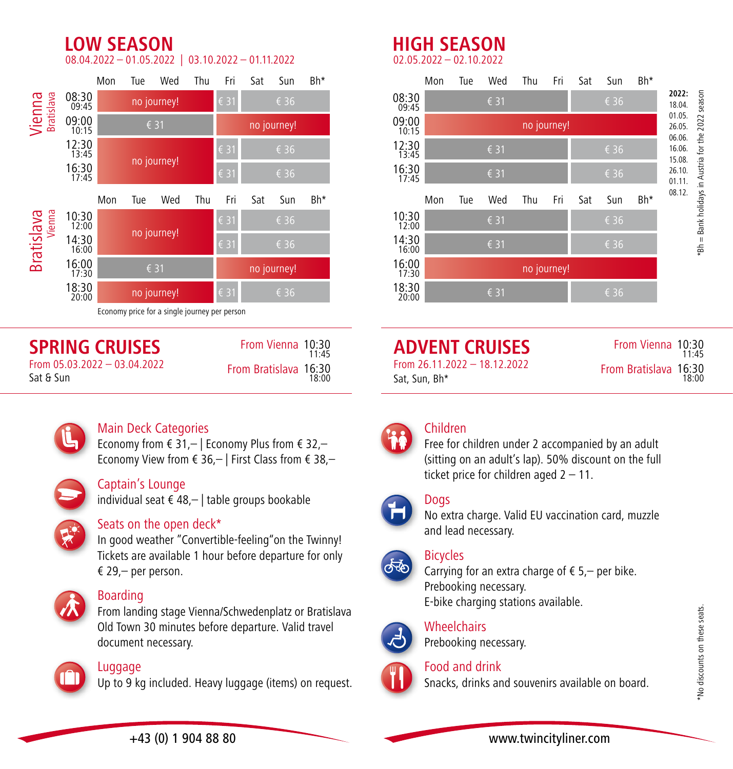## LOW SEASON

08.04.2022 – 01.05.2022 | 03.10.2022 – 01.11.2022

**Vienna → Bratislava**

| | Mon | Tue | Wed | Thu | Fri | Sat | Sun | Bh* |
|---|---|---|---|---|---|---|---|---|
| 08:30 – 09:45 | no journey! | no journey! | no journey! | no journey! | € 31 | € 36 | € 36 | € 36 |
| 09:00 – 10:15 | € 31 | € 31 | € 31 | € 31 | no journey! | no journey! | no journey! | no journey! |
| 12:30 – 13:45 | no journey! | no journey! | no journey! | no journey! | € 31 | € 36 | € 36 | € 36 |
| 16:30 – 17:45 | no journey! | no journey! | no journey! | no journey! | € 31 | € 36 | € 36 | € 36 |

**Bratislava → Vienna**

| | Mon | Tue | Wed | Thu | Fri | Sat | Sun | Bh* |
|---|---|---|---|---|---|---|---|---|
| 10:30 – 12:00 | no journey! | no journey! | no journey! | no journey! | € 31 | € 36 | € 36 | € 36 |
| 14:30 – 16:00 | no journey! | no journey! | no journey! | no journey! | € 31 | € 36 | € 36 | € 36 |
| 16:00 – 17:30 | € 31 | € 31 | € 31 | € 31 | no journey! | no journey! | no journey! | no journey! |
| 18:30 – 20:00 | no journey! | no journey! | no journey! | no journey! | € 31 | € 36 | € 36 | € 36 |

Economy price for a single journey per person

## HIGH SEASON

02.05.2022 – 02.10.2022

**Vienna → Bratislava**

| | Mon | Tue | Wed | Thu | Fri | Sat | Sun | Bh* |
|---|---|---|---|---|---|---|---|---|
| 08:30 – 09:45 | € 31 | € 31 | € 31 | € 31 | € 31 | € 36 | € 36 | € 36 |
| 09:00 – 10:15 | no journey! | no journey! | no journey! | no journey! | no journey! | no journey! | no journey! | no journey! |
| 12:30 – 13:45 | € 31 | € 31 | € 31 | € 31 | € 31 | € 36 | € 36 | € 36 |
| 16:30 – 17:45 | € 31 | € 31 | € 31 | € 31 | € 31 | € 36 | € 36 | € 36 |

**Bratislava → Vienna**

| | Mon | Tue | Wed | Thu | Fri | Sat | Sun | Bh* |
|---|---|---|---|---|---|---|---|---|
| 10:30 – 12:00 | € 31 | € 31 | € 31 | € 31 | € 31 | € 36 | € 36 | € 36 |
| 14:30 – 16:00 | € 31 | € 31 | € 31 | € 31 | € 31 | € 36 | € 36 | € 36 |
| 16:00 – 17:30 | no journey! | no journey! | no journey! | no journey! | no journey! | no journey! | no journey! | no journey! |
| 18:30 – 20:00 | € 31 | € 31 | € 31 | € 31 | € 31 | € 36 | € 36 | € 36 |

**2022:** 18.04., 01.05., 26.05., 06.06., 16.06., 15.08., 26.10., 01.11., 08.12.

*Bh = Bank holidays in Austria for the 2022 season

## SPRING CRUISES

From 05.03.2022 – 03.04.2022

Sat & Sun

From Vienna 10:30 – 11:45

From Bratislava 16:30 – 18:00

## ADVENT CRUISES

From 26.11.2022 – 18.12.2022

Sat, Sun, Bh*

From Vienna 10:30 – 11:45

From Bratislava 16:30 – 18:00

### Main Deck Categories

Economy from € 31,– | Economy Plus from € 32,–
Economy View from € 36,– | First Class from € 38,–

### Captain's Lounge

individual seat € 48,– | table groups bookable

### Seats on the open deck*

In good weather "Convertible-feeling"on the Twinny! Tickets are available 1 hour before departure for only € 29,– per person.

### Boarding

From landing stage Vienna/Schwedenplatz or Bratislava Old Town 30 minutes before departure. Valid travel document necessary.

### Luggage

Up to 9 kg included. Heavy luggage (items) on request.

### Children

Free for children under 2 accompanied by an adult (sitting on an adult's lap). 50% discount on the full ticket price for children aged 2 – 11.

### Dogs

No extra charge. Valid EU vaccination card, muzzle and lead necessary.

### Bicycles

Carrying for an extra charge of € 5,– per bike. Prebooking necessary.
E-bike charging stations available.

### Wheelchairs

Prebooking necessary.

### Food and drink

Snacks, drinks and souvenirs available on board.

*No discounts on these seats.

+43 (0) 1 904 88 80

www.twincityliner.com